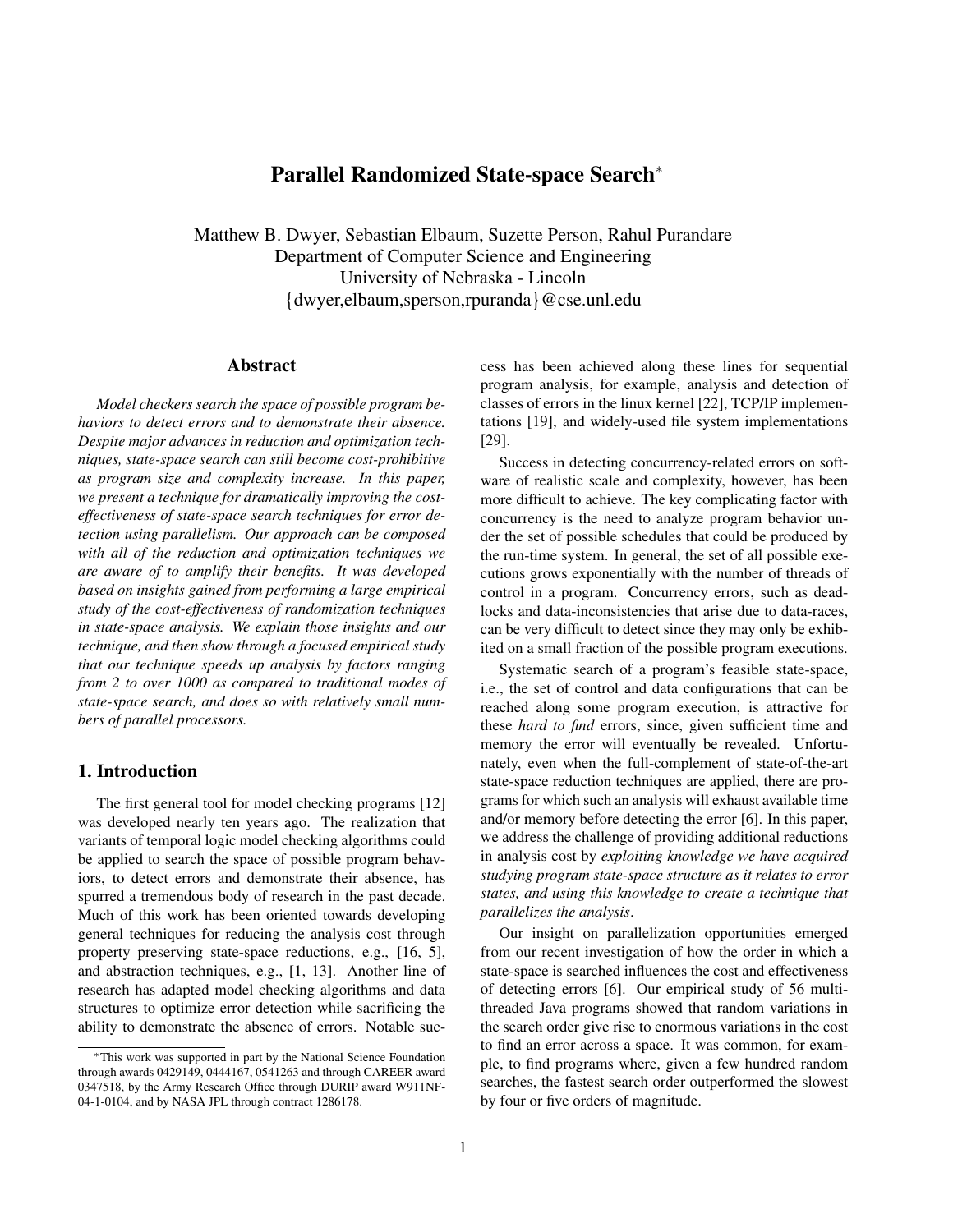# Parallel Randomized State-space Search*

Matthew B. Dwyer, Sebastian Elbaum, Suzette Person, Rahul Purandare
Department of Computer Science and Engineering
University of Nebraska - Lincoln
{dwyer,elbaum,sperson,rpuranda}@cse.unl.edu

## Abstract

*Model checkers search the space of possible program behaviors to detect errors and to demonstrate their absence. Despite major advances in reduction and optimization techniques, state-space search can still become cost-prohibitive as program size and complexity increase. In this paper, we present a technique for dramatically improving the cost-effectiveness of state-space search techniques for error detection using parallelism. Our approach can be composed with all of the reduction and optimization techniques we are aware of to amplify their benefits. It was developed based on insights gained from performing a large empirical study of the cost-effectiveness of randomization techniques in state-space analysis. We explain those insights and our technique, and then show through a focused empirical study that our technique speeds up analysis by factors ranging from 2 to over 1000 as compared to traditional modes of state-space search, and does so with relatively small numbers of parallel processors.*

## 1. Introduction

The first general tool for model checking programs [12] was developed nearly ten years ago. The realization that variants of temporal logic model checking algorithms could be applied to search the space of possible program behaviors, to detect errors and demonstrate their absence, has spurred a tremendous body of research in the past decade. Much of this work has been oriented towards developing general techniques for reducing the analysis cost through property preserving state-space reductions, e.g., [16, 5], and abstraction techniques, e.g., [1, 13]. Another line of research has adapted model checking algorithms and data structures to optimize error detection while sacrificing the ability to demonstrate the absence of errors. Notable success has been achieved along these lines for sequential program analysis, for example, analysis and detection of classes of errors in the linux kernel [22], TCP/IP implementations [19], and widely-used file system implementations [29].

Success in detecting concurrency-related errors on software of realistic scale and complexity, however, has been more difficult to achieve. The key complicating factor with concurrency is the need to analyze program behavior under the set of possible schedules that could be produced by the run-time system. In general, the set of all possible executions grows exponentially with the number of threads of control in a program. Concurrency errors, such as deadlocks and data-inconsistencies that arise due to data-races, can be very difficult to detect since they may only be exhibited on a small fraction of the possible program executions.

Systematic search of a program's feasible state-space, i.e., the set of control and data configurations that can be reached along some program execution, is attractive for these *hard to find* errors, since, given sufficient time and memory the error will eventually be revealed. Unfortunately, even when the full-complement of state-of-the-art state-space reduction techniques are applied, there are programs for which such an analysis will exhaust available time and/or memory before detecting the error [6]. In this paper, we address the challenge of providing additional reductions in analysis cost by *exploiting knowledge we have acquired studying program state-space structure as it relates to error states, and using this knowledge to create a technique that parallelizes the analysis*.

Our insight on parallelization opportunities emerged from our recent investigation of how the order in which a state-space is searched influences the cost and effectiveness of detecting errors [6]. Our empirical study of 56 multi-threaded Java programs showed that random variations in the search order give rise to enormous variations in the cost to find an error across a space. It was common, for example, to find programs where, given a few hundred random searches, the fastest search order outperformed the slowest by four or five orders of magnitude.

*This work was supported in part by the National Science Foundation through awards 0429149, 0444167, 0541263 and through CAREER award 0347518, by the Army Research Office through DURIP award W911NF-04-1-0104, and by NASA JPL through contract 1286178.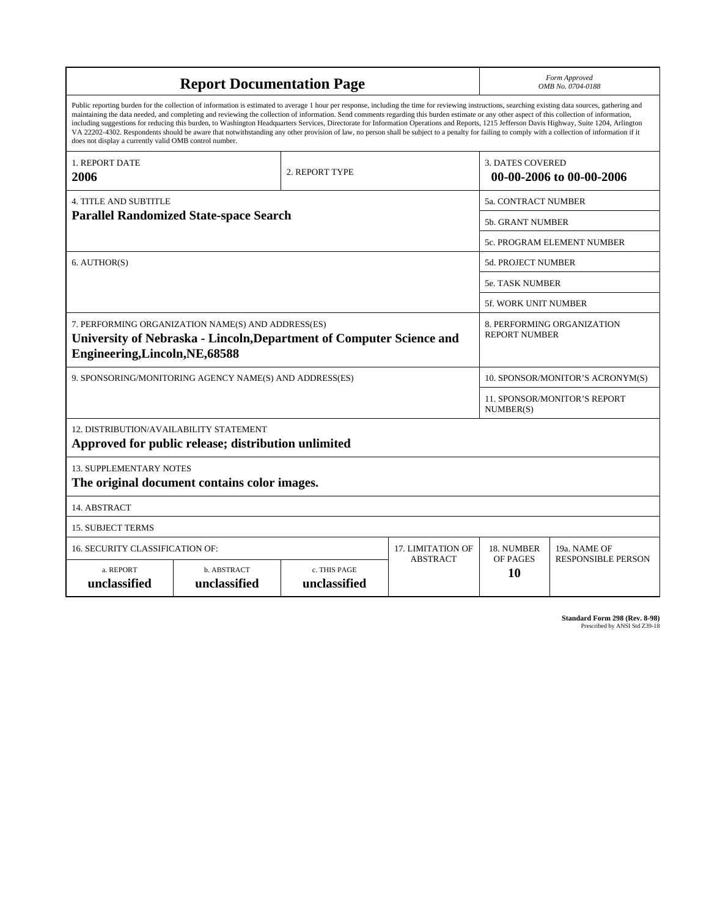| **Report Documentation Page** | | | | | *Form Approved* *OMB No. 0704-0188* |
|---|---|---|---|---|---|
| Public reporting burden for the collection of information is estimated to average 1 hour per response, including the time for reviewing instructions, searching existing data sources, gathering and maintaining the data needed, and completing and reviewing the collection of information. Send comments regarding this burden estimate or any other aspect of this collection of information, including suggestions for reducing this burden, to Washington Headquarters Services, Directorate for Information Operations and Reports, 1215 Jefferson Davis Highway, Suite 1204, Arlington VA 22202-4302. Respondents should be aware that notwithstanding any other provision of law, no person shall be subject to a penalty for failing to comply with a collection of information if it does not display a currently valid OMB control number. | | | | | |
| 1. REPORT DATE **2006** | | 2. REPORT TYPE | | 3. DATES COVERED **00-00-2006 to 00-00-2006** | |
| 4. TITLE AND SUBTITLE **Parallel Randomized State-space Search** | | | | 5a. CONTRACT NUMBER | |
| | | | | 5b. GRANT NUMBER | |
| | | | | 5c. PROGRAM ELEMENT NUMBER | |
| 6. AUTHOR(S) | | | | 5d. PROJECT NUMBER | |
| | | | | 5e. TASK NUMBER | |
| | | | | 5f. WORK UNIT NUMBER | |
| 7. PERFORMING ORGANIZATION NAME(S) AND ADDRESS(ES) **University of Nebraska - Lincoln,Department of Computer Science and Engineering,Lincoln,NE,68588** | | | | 8. PERFORMING ORGANIZATION REPORT NUMBER | |
| 9. SPONSORING/MONITORING AGENCY NAME(S) AND ADDRESS(ES) | | | | 10. SPONSOR/MONITOR'S ACRONYM(S) | |
| | | | | 11. SPONSOR/MONITOR'S REPORT NUMBER(S) | |
| 12. DISTRIBUTION/AVAILABILITY STATEMENT **Approved for public release; distribution unlimited** | | | | | |
| 13. SUPPLEMENTARY NOTES **The original document contains color images.** | | | | | |
| 14. ABSTRACT | | | | | |
| 15. SUBJECT TERMS | | | | | |
| 16. SECURITY CLASSIFICATION OF: | | | 17. LIMITATION OF ABSTRACT | 18. NUMBER OF PAGES | 19a. NAME OF RESPONSIBLE PERSON |
| a. REPORT **unclassified** | b. ABSTRACT **unclassified** | c. THIS PAGE **unclassified** | | **10** | |

**Standard Form 298 (Rev. 8-98)**
Prescribed by ANSI Std Z39-18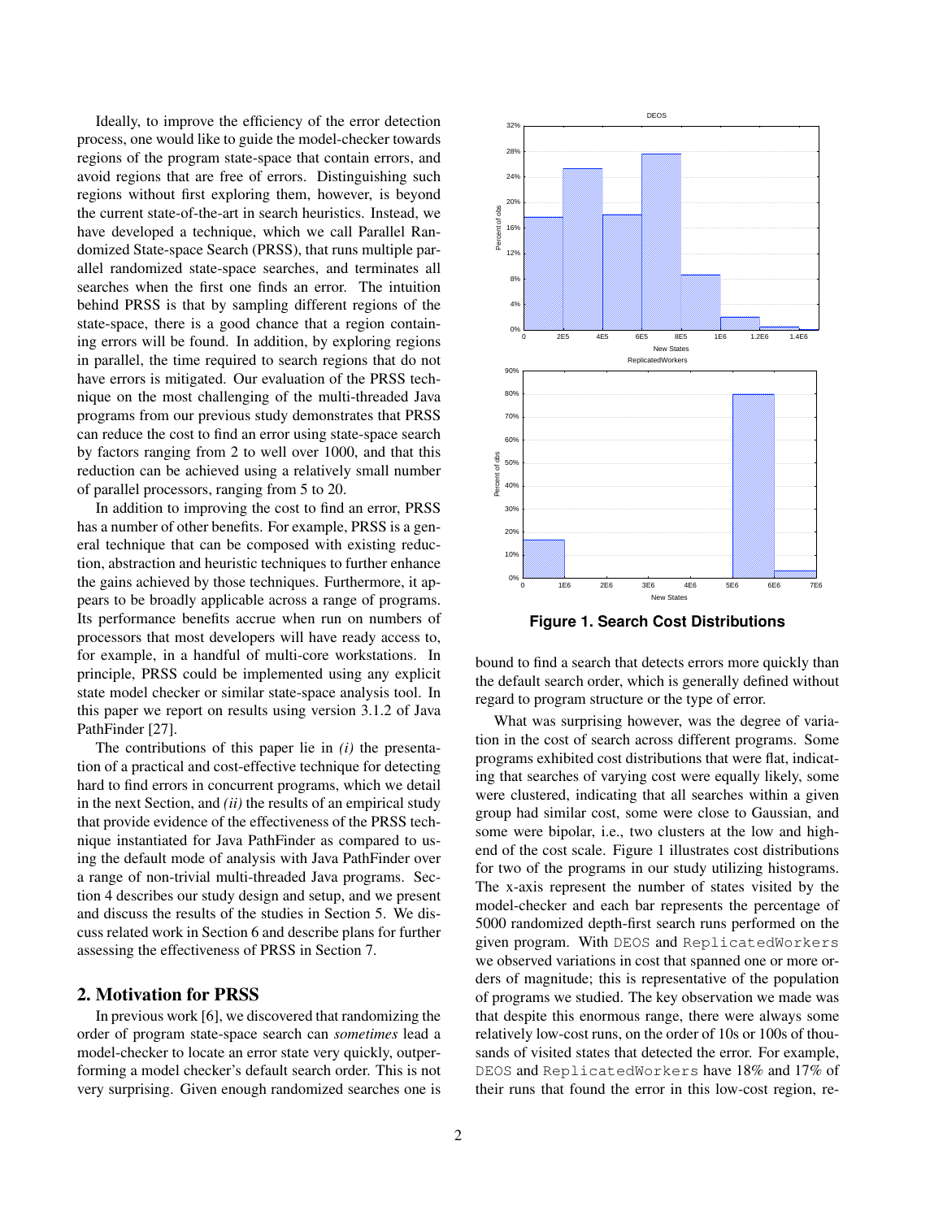Ideally, to improve the efficiency of the error detection process, one would like to guide the model-checker towards regions of the program state-space that contain errors, and avoid regions that are free of errors. Distinguishing such regions without first exploring them, however, is beyond the current state-of-the-art in search heuristics. Instead, we have developed a technique, which we call Parallel Randomized State-space Search (PRSS), that runs multiple parallel randomized state-space searches, and terminates all searches when the first one finds an error. The intuition behind PRSS is that by sampling different regions of the state-space, there is a good chance that a region containing errors will be found. In addition, by exploring regions in parallel, the time required to search regions that do not have errors is mitigated. Our evaluation of the PRSS technique on the most challenging of the multi-threaded Java programs from our previous study demonstrates that PRSS can reduce the cost to find an error using state-space search by factors ranging from 2 to well over 1000, and that this reduction can be achieved using a relatively small number of parallel processors, ranging from 5 to 20.

In addition to improving the cost to find an error, PRSS has a number of other benefits. For example, PRSS is a general technique that can be composed with existing reduction, abstraction and heuristic techniques to further enhance the gains achieved by those techniques. Furthermore, it appears to be broadly applicable across a range of programs. Its performance benefits accrue when run on numbers of processors that most developers will have ready access to, for example, in a handful of multi-core workstations. In principle, PRSS could be implemented using any explicit state model checker or similar state-space analysis tool. In this paper we report on results using version 3.1.2 of Java PathFinder [27].

The contributions of this paper lie in *(i)* the presentation of a practical and cost-effective technique for detecting hard to find errors in concurrent programs, which we detail in the next Section, and *(ii)* the results of an empirical study that provide evidence of the effectiveness of the PRSS technique instantiated for Java PathFinder as compared to using the default mode of analysis with Java PathFinder over a range of non-trivial multi-threaded Java programs. Section 4 describes our study design and setup, and we present and discuss the results of the studies in Section 5. We discuss related work in Section 6 and describe plans for further assessing the effectiveness of PRSS in Section 7.

## 2. Motivation for PRSS

In previous work [6], we discovered that randomizing the order of program state-space search can *sometimes* lead a model-checker to locate an error state very quickly, outperforming a model checker's default search order. This is not very surprising. Given enough randomized searches one is bound to find a search that detects errors more quickly than the default search order, which is generally defined without regard to program structure or the type of error.

DEOS

Percent of obs

32%
28%
24%
20%
16%
12%
8%
4%
0%

0 2E5 4E5 6E5 8E5 1E6 1.2E6 1.4E6

New States

ReplicatedWorkers

Percent of obs

90%
80%
70%
60%
50%
40%
30%
20%
10%
0%

0 1E6 2E6 3E6 4E6 5E6 6E6 7E6

New States

**Figure 1. Search Cost Distributions**

What was surprising however, was the degree of variation in the cost of search across different programs. Some programs exhibited cost distributions that were flat, indicating that searches of varying cost were equally likely, some were clustered, indicating that all searches within a given group had similar cost, some were close to Gaussian, and some were bipolar, i.e., two clusters at the low and high-end of the cost scale. Figure 1 illustrates cost distributions for two of the programs in our study utilizing histograms. The x-axis represent the number of states visited by the model-checker and each bar represents the percentage of 5000 randomized depth-first search runs performed on the given program. With `DEOS` and `ReplicatedWorkers` we observed variations in cost that spanned one or more orders of magnitude; this is representative of the population of programs we studied. The key observation we made was that despite this enormous range, there were always some relatively low-cost runs, on the order of 10s or 100s of thousands of visited states that detected the error. For example, `DEOS` and `ReplicatedWorkers` have 18% and 17% of their runs that found the error in this low-cost region, re-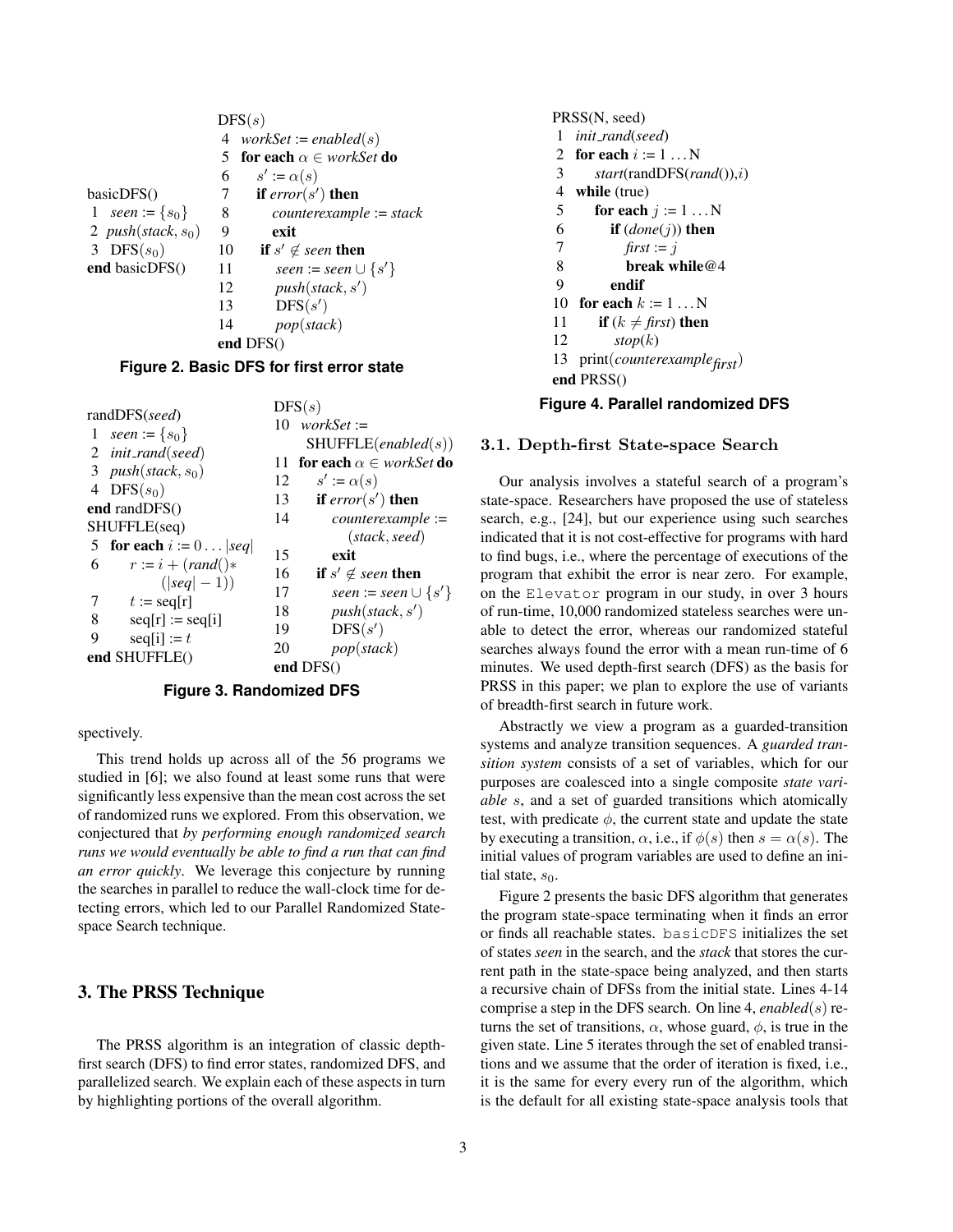```
basicDFS()
 1  seen := {s0}
 2  push(stack, s0)
 3  DFS(s0)
end basicDFS()

DFS(s)
 4  workSet := enabled(s)
 5  for each α ∈ workSet do
 6     s' := α(s)
 7     if error(s') then
 8        counterexample := stack
 9        exit
10     if s' ∉ seen then
11        seen := seen ∪ {s'}
12        push(stack, s')
13        DFS(s')
14        pop(stack)
end DFS()
```

**Figure 2. Basic DFS for first error state**

```
randDFS(seed)
 1  seen := {s0}
 2  init_rand(seed)
 3  push(stack, s0)
 4  DFS(s0)
end randDFS()
SHUFFLE(seq)
 5  for each i := 0 ... |seq|
 6     r := i + (rand()*
            (|seq| − 1))
 7     t := seq[r]
 8     seq[r] := seq[i]
 9     seq[i] := t
end SHUFFLE()

DFS(s)
10  workSet :=
        SHUFFLE(enabled(s))
11  for each α ∈ workSet do
12     s' := α(s)
13     if error(s') then
14        counterexample :=
            (stack, seed)
15        exit
16     if s' ∉ seen then
17        seen := seen ∪ {s'}
18        push(stack, s')
19        DFS(s')
20        pop(stack)
end DFS()
```

**Figure 3. Randomized DFS**

spectively.

This trend holds up across all of the 56 programs we studied in [6]; we also found at least some runs that were significantly less expensive than the mean cost across the set of randomized runs we explored. From this observation, we conjectured that *by performing enough randomized search runs we would eventually be able to find a run that can find an error quickly*. We leverage this conjecture by running the searches in parallel to reduce the wall-clock time for detecting errors, which led to our Parallel Randomized State-space Search technique.

## 3. The PRSS Technique

The PRSS algorithm is an integration of classic depth-first search (DFS) to find error states, randomized DFS, and parallelized search. We explain each of these aspects in turn by highlighting portions of the overall algorithm.

```
PRSS(N, seed)
 1  init_rand(seed)
 2  for each i := 1 ... N
 3     start(randDFS(rand()),i)
 4  while (true)
 5     for each j := 1 ... N
 6        if (done(j)) then
 7           first := j
 8           break while@4
 9        endif
10  for each k := 1 ... N
11     if (k ≠ first) then
12        stop(k)
13  print(counterexample_first)
end PRSS()
```

**Figure 4. Parallel randomized DFS**

### 3.1. Depth-first State-space Search

Our analysis involves a stateful search of a program's state-space. Researchers have proposed the use of stateless search, e.g., [24], but our experience using such searches indicated that it is not cost-effective for programs with hard to find bugs, i.e., where the percentage of executions of the program that exhibit the error is near zero. For example, on the `Elevator` program in our study, in over 3 hours of run-time, 10,000 randomized stateless searches were unable to detect the error, whereas our randomized stateful searches always found the error with a mean run-time of 6 minutes. We used depth-first search (DFS) as the basis for PRSS in this paper; we plan to explore the use of variants of breadth-first search in future work.

Abstractly we view a program as a guarded-transition systems and analyze transition sequences. A *guarded transition system* consists of a set of variables, which for our purposes are coalesced into a single composite *state variable* $s$, and a set of guarded transitions which atomically test, with predicate $\phi$, the current state and update the state by executing a transition, $\alpha$, i.e., if $\phi(s)$ then $s = \alpha(s)$. The initial values of program variables are used to define an initial state, $s_0$.

Figure 2 presents the basic DFS algorithm that generates the program state-space terminating when it finds an error or finds all reachable states. `basicDFS` initializes the set of states *seen* in the search, and the *stack* that stores the current path in the state-space being analyzed, and then starts a recursive chain of DFSs from the initial state. Lines 4-14 comprise a step in the DFS search. On line 4, *enabled*$(s)$ returns the set of transitions, $\alpha$, whose guard, $\phi$, is true in the given state. Line 5 iterates through the set of enabled transitions and we assume that the order of iteration is fixed, i.e., it is the same for every every run of the algorithm, which is the default for all existing state-space analysis tools that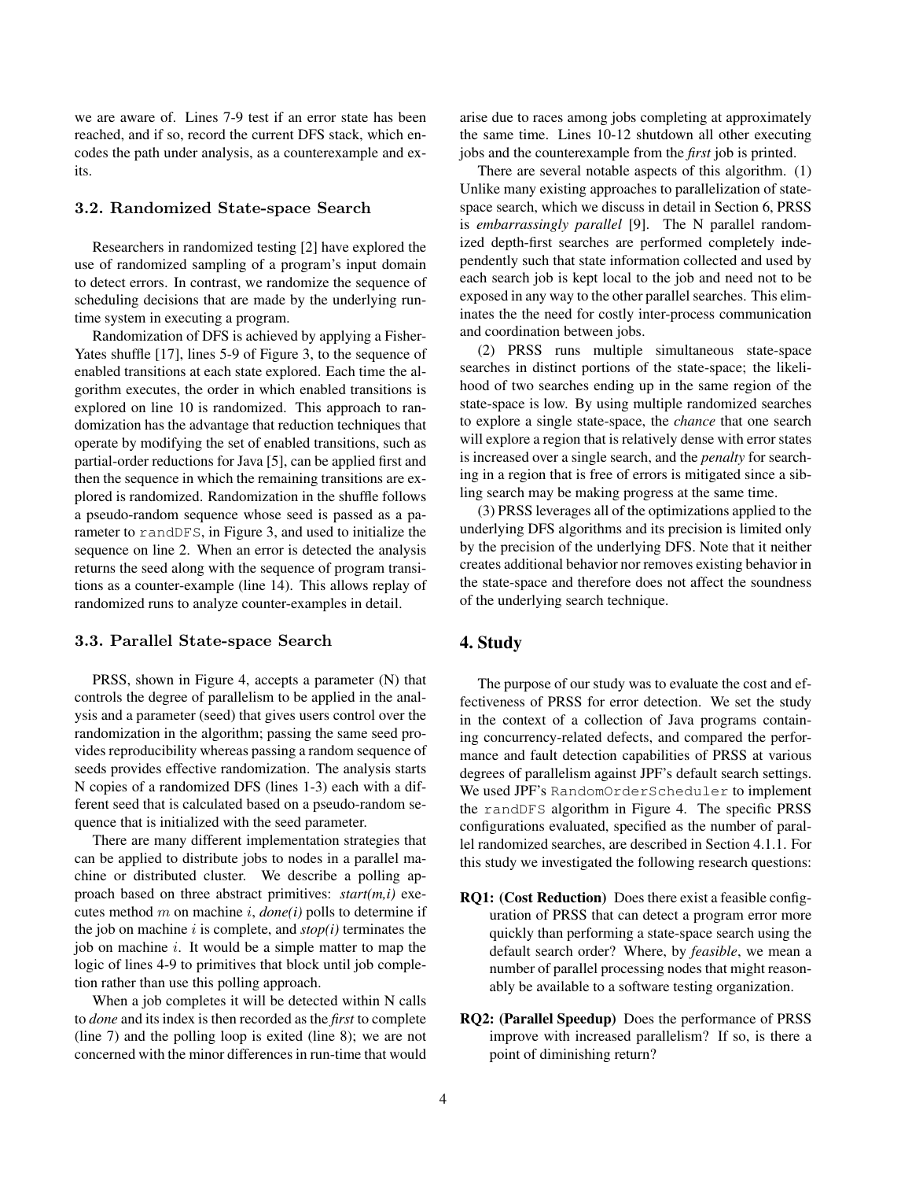we are aware of. Lines 7-9 test if an error state has been reached, and if so, record the current DFS stack, which encodes the path under analysis, as a counterexample and exits.

### 3.2. Randomized State-space Search

Researchers in randomized testing [2] have explored the use of randomized sampling of a program's input domain to detect errors. In contrast, we randomize the sequence of scheduling decisions that are made by the underlying runtime system in executing a program.

Randomization of DFS is achieved by applying a Fisher-Yates shuffle [17], lines 5-9 of Figure 3, to the sequence of enabled transitions at each state explored. Each time the algorithm executes, the order in which enabled transitions is explored on line 10 is randomized. This approach to randomization has the advantage that reduction techniques that operate by modifying the set of enabled transitions, such as partial-order reductions for Java [5], can be applied first and then the sequence in which the remaining transitions are explored is randomized. Randomization in the shuffle follows a pseudo-random sequence whose seed is passed as a parameter to `randDFS`, in Figure 3, and used to initialize the sequence on line 2. When an error is detected the analysis returns the seed along with the sequence of program transitions as a counter-example (line 14). This allows replay of randomized runs to analyze counter-examples in detail.

### 3.3. Parallel State-space Search

PRSS, shown in Figure 4, accepts a parameter (N) that controls the degree of parallelism to be applied in the analysis and a parameter (seed) that gives users control over the randomization in the algorithm; passing the same seed provides reproducibility whereas passing a random sequence of seeds provides effective randomization. The analysis starts N copies of a randomized DFS (lines 1-3) each with a different seed that is calculated based on a pseudo-random sequence that is initialized with the seed parameter.

There are many different implementation strategies that can be applied to distribute jobs to nodes in a parallel machine or distributed cluster. We describe a polling approach based on three abstract primitives: *start(m,i)* executes method $m$ on machine $i$, *done(i)* polls to determine if the job on machine $i$ is complete, and *stop(i)* terminates the job on machine $i$. It would be a simple matter to map the logic of lines 4-9 to primitives that block until job completion rather than use this polling approach.

When a job completes it will be detected within N calls to *done* and its index is then recorded as the *first* to complete (line 7) and the polling loop is exited (line 8); we are not concerned with the minor differences in run-time that would arise due to races among jobs completing at approximately the same time. Lines 10-12 shutdown all other executing jobs and the counterexample from the *first* job is printed.

There are several notable aspects of this algorithm. (1) Unlike many existing approaches to parallelization of state-space search, which we discuss in detail in Section 6, PRSS is *embarrassingly parallel* [9]. The N parallel randomized depth-first searches are performed completely independently such that state information collected and used by each search job is kept local to the job and need not to be exposed in any way to the other parallel searches. This eliminates the the need for costly inter-process communication and coordination between jobs.

(2) PRSS runs multiple simultaneous state-space searches in distinct portions of the state-space; the likelihood of two searches ending up in the same region of the state-space is low. By using multiple randomized searches to explore a single state-space, the *chance* that one search will explore a region that is relatively dense with error states is increased over a single search, and the *penalty* for searching in a region that is free of errors is mitigated since a sibling search may be making progress at the same time.

(3) PRSS leverages all of the optimizations applied to the underlying DFS algorithms and its precision is limited only by the precision of the underlying DFS. Note that it neither creates additional behavior nor removes existing behavior in the state-space and therefore does not affect the soundness of the underlying search technique.

## 4. Study

The purpose of our study was to evaluate the cost and effectiveness of PRSS for error detection. We set the study in the context of a collection of Java programs containing concurrency-related defects, and compared the performance and fault detection capabilities of PRSS at various degrees of parallelism against JPF's default search settings. We used JPF's `RandomOrderScheduler` to implement the `randDFS` algorithm in Figure 4. The specific PRSS configurations evaluated, specified as the number of parallel randomized searches, are described in Section 4.1.1. For this study we investigated the following research questions:

- **RQ1: (Cost Reduction)** Does there exist a feasible configuration of PRSS that can detect a program error more quickly than performing a state-space search using the default search order? Where, by *feasible*, we mean a number of parallel processing nodes that might reasonably be available to a software testing organization.
- **RQ2: (Parallel Speedup)** Does the performance of PRSS improve with increased parallelism? If so, is there a point of diminishing return?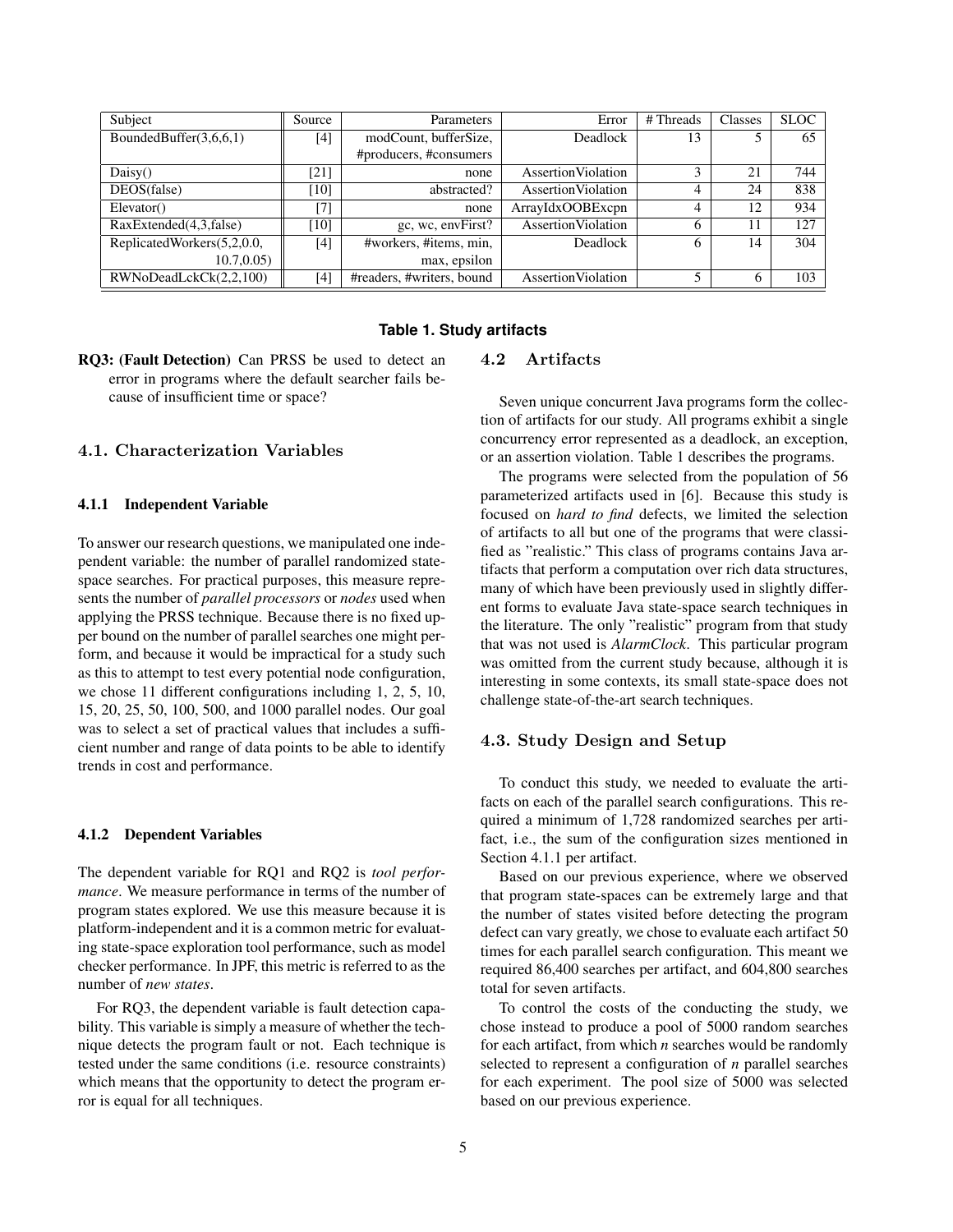| Subject | Source | Parameters | Error | # Threads | Classes | SLOC |
|---|---|---|---|---|---|---|
| BoundedBuffer(3,6,6,1) | [4] | modCount, bufferSize, #producers, #consumers | Deadlock | 13 | 5 | 65 |
| Daisy() | [21] | none | AssertionViolation | 3 | 21 | 744 |
| DEOS(false) | [10] | abstracted? | AssertionViolation | 4 | 24 | 838 |
| Elevator() | [7] | none | ArrayIdxOOBExcpn | 4 | 12 | 934 |
| RaxExtended(4,3,false) | [10] | gc, wc, envFirst? | AssertionViolation | 6 | 11 | 127 |
| ReplicatedWorkers(5,2,0.0, 10.7,0.05) | [4] | #workers, #items, min, max, epsilon | Deadlock | 6 | 14 | 304 |
| RWNoDeadLckCk(2,2,100) | [4] | #readers, #writers, bound | AssertionViolation | 5 | 6 | 103 |

**Table 1. Study artifacts**

**RQ3: (Fault Detection)** Can PRSS be used to detect an error in programs where the default searcher fails because of insufficient time or space?

## 4.1. Characterization Variables

### 4.1.1 Independent Variable

To answer our research questions, we manipulated one independent variable: the number of parallel randomized state-space searches. For practical purposes, this measure represents the number of *parallel processors* or *nodes* used when applying the PRSS technique. Because there is no fixed upper bound on the number of parallel searches one might perform, and because it would be impractical for a study such as this to attempt to test every potential node configuration, we chose 11 different configurations including 1, 2, 5, 10, 15, 20, 25, 50, 100, 500, and 1000 parallel nodes. Our goal was to select a set of practical values that includes a sufficient number and range of data points to be able to identify trends in cost and performance.

### 4.1.2 Dependent Variables

The dependent variable for RQ1 and RQ2 is *tool performance*. We measure performance in terms of the number of program states explored. We use this measure because it is platform-independent and it is a common metric for evaluating state-space exploration tool performance, such as model checker performance. In JPF, this metric is referred to as the number of *new states*.

For RQ3, the dependent variable is fault detection capability. This variable is simply a measure of whether the technique detects the program fault or not. Each technique is tested under the same conditions (i.e. resource constraints) which means that the opportunity to detect the program error is equal for all techniques.

## 4.2 Artifacts

Seven unique concurrent Java programs form the collection of artifacts for our study. All programs exhibit a single concurrency error represented as a deadlock, an exception, or an assertion violation. Table 1 describes the programs.

The programs were selected from the population of 56 parameterized artifacts used in [6]. Because this study is focused on *hard to find* defects, we limited the selection of artifacts to all but one of the programs that were classified as "realistic." This class of programs contains Java artifacts that perform a computation over rich data structures, many of which have been previously used in slightly different forms to evaluate Java state-space search techniques in the literature. The only "realistic" program from that study that was not used is *AlarmClock*. This particular program was omitted from the current study because, although it is interesting in some contexts, its small state-space does not challenge state-of-the-art search techniques.

## 4.3. Study Design and Setup

To conduct this study, we needed to evaluate the artifacts on each of the parallel search configurations. This required a minimum of 1,728 randomized searches per artifact, i.e., the sum of the configuration sizes mentioned in Section 4.1.1 per artifact.

Based on our previous experience, where we observed that program state-spaces can be extremely large and that the number of states visited before detecting the program defect can vary greatly, we chose to evaluate each artifact 50 times for each parallel search configuration. This meant we required 86,400 searches per artifact, and 604,800 searches total for seven artifacts.

To control the costs of the conducting the study, we chose instead to produce a pool of 5000 random searches for each artifact, from which *n* searches would be randomly selected to represent a configuration of *n* parallel searches for each experiment. The pool size of 5000 was selected based on our previous experience.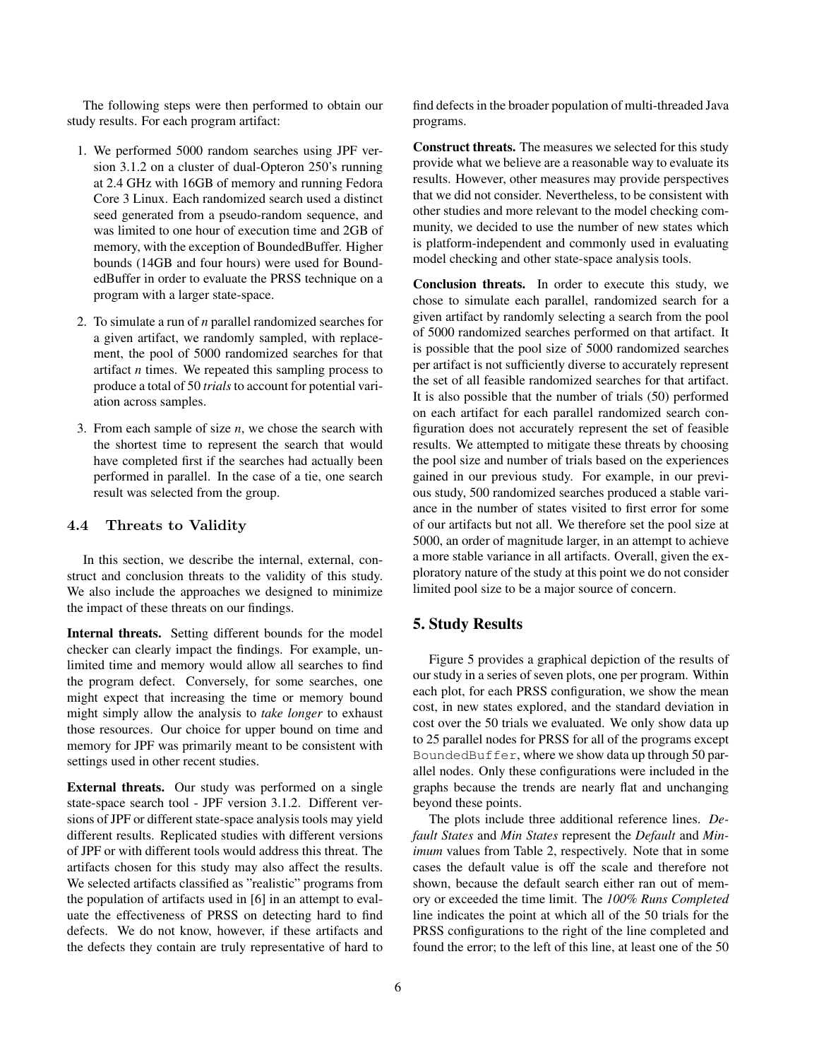The following steps were then performed to obtain our study results. For each program artifact:

1. We performed 5000 random searches using JPF version 3.1.2 on a cluster of dual-Opteron 250's running at 2.4 GHz with 16GB of memory and running Fedora Core 3 Linux. Each randomized search used a distinct seed generated from a pseudo-random sequence, and was limited to one hour of execution time and 2GB of memory, with the exception of BoundedBuffer. Higher bounds (14GB and four hours) were used for BoundedBuffer in order to evaluate the PRSS technique on a program with a larger state-space.

2. To simulate a run of *n* parallel randomized searches for a given artifact, we randomly sampled, with replacement, the pool of 5000 randomized searches for that artifact *n* times. We repeated this sampling process to produce a total of 50 *trials* to account for potential variation across samples.

3. From each sample of size *n*, we chose the search with the shortest time to represent the search that would have completed first if the searches had actually been performed in parallel. In the case of a tie, one search result was selected from the group.

### 4.4 Threats to Validity

In this section, we describe the internal, external, construct and conclusion threats to the validity of this study. We also include the approaches we designed to minimize the impact of these threats on our findings.

**Internal threats.** Setting different bounds for the model checker can clearly impact the findings. For example, unlimited time and memory would allow all searches to find the program defect. Conversely, for some searches, one might expect that increasing the time or memory bound might simply allow the analysis to *take longer* to exhaust those resources. Our choice for upper bound on time and memory for JPF was primarily meant to be consistent with settings used in other recent studies.

**External threats.** Our study was performed on a single state-space search tool - JPF version 3.1.2. Different versions of JPF or different state-space analysis tools may yield different results. Replicated studies with different versions of JPF or with different tools would address this threat. The artifacts chosen for this study may also affect the results. We selected artifacts classified as "realistic" programs from the population of artifacts used in [6] in an attempt to evaluate the effectiveness of PRSS on detecting hard to find defects. We do not know, however, if these artifacts and the defects they contain are truly representative of hard to find defects in the broader population of multi-threaded Java programs.

**Construct threats.** The measures we selected for this study provide what we believe are a reasonable way to evaluate its results. However, other measures may provide perspectives that we did not consider. Nevertheless, to be consistent with other studies and more relevant to the model checking community, we decided to use the number of new states which is platform-independent and commonly used in evaluating model checking and other state-space analysis tools.

**Conclusion threats.** In order to execute this study, we chose to simulate each parallel, randomized search for a given artifact by randomly selecting a search from the pool of 5000 randomized searches performed on that artifact. It is possible that the pool size of 5000 randomized searches per artifact is not sufficiently diverse to accurately represent the set of all feasible randomized searches for that artifact. It is also possible that the number of trials (50) performed on each artifact for each parallel randomized search configuration does not accurately represent the set of feasible results. We attempted to mitigate these threats by choosing the pool size and number of trials based on the experiences gained in our previous study. For example, in our previous study, 500 randomized searches produced a stable variance in the number of states visited to first error for some of our artifacts but not all. We therefore set the pool size at 5000, an order of magnitude larger, in an attempt to achieve a more stable variance in all artifacts. Overall, given the exploratory nature of the study at this point we do not consider limited pool size to be a major source of concern.

## 5. Study Results

Figure 5 provides a graphical depiction of the results of our study in a series of seven plots, one per program. Within each plot, for each PRSS configuration, we show the mean cost, in new states explored, and the standard deviation in cost over the 50 trials we evaluated. We only show data up to 25 parallel nodes for PRSS for all of the programs except `BoundedBuffer`, where we show data up through 50 parallel nodes. Only these configurations were included in the graphs because the trends are nearly flat and unchanging beyond these points.

The plots include three additional reference lines. *Default States* and *Min States* represent the *Default* and *Minimum* values from Table 2, respectively. Note that in some cases the default value is off the scale and therefore not shown, because the default search either ran out of memory or exceeded the time limit. The ***100% Runs Completed*** line indicates the point at which all of the 50 trials for the PRSS configurations to the right of the line completed and found the error; to the left of this line, at least one of the 50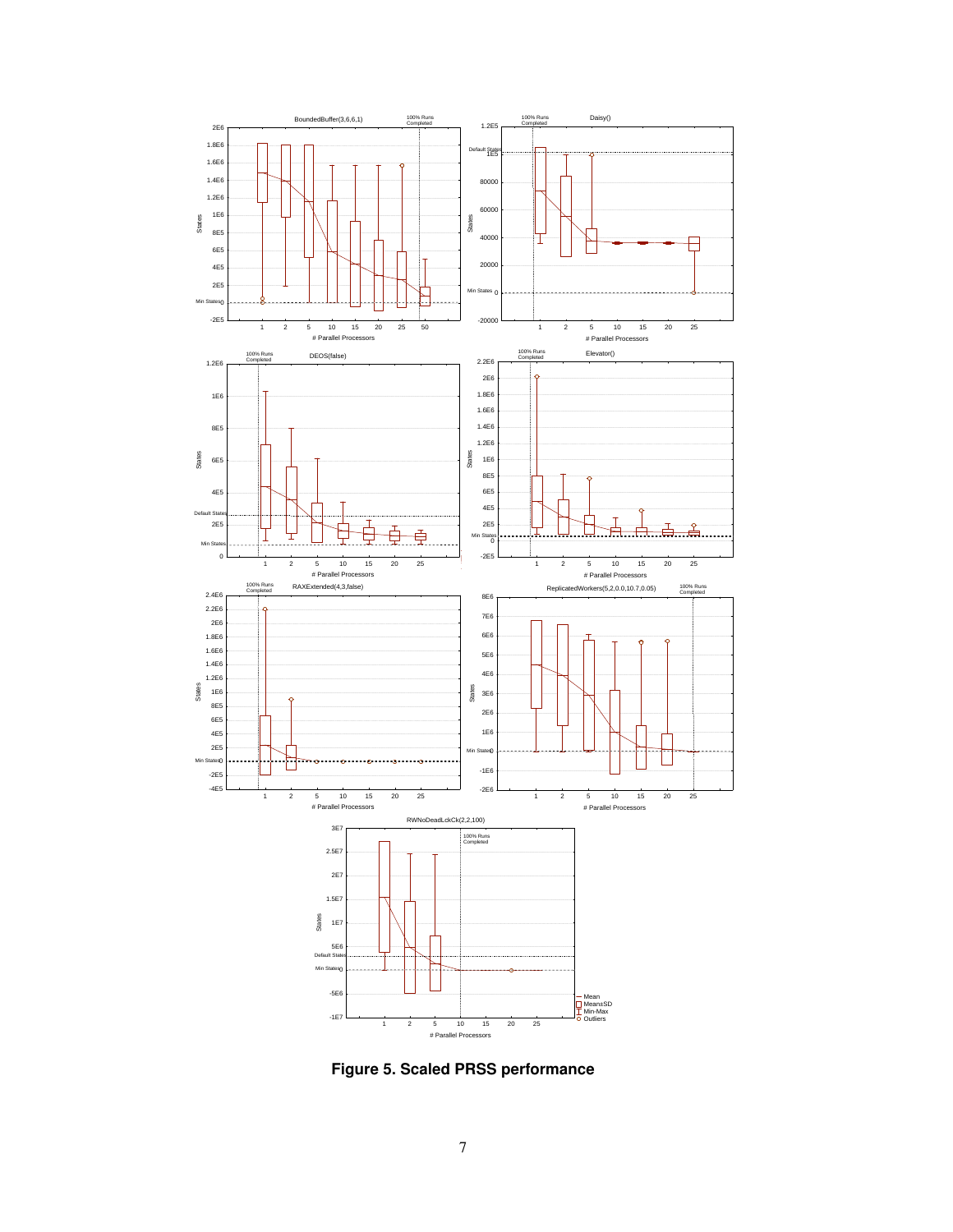**Figure 5. Scaled PRSS performance**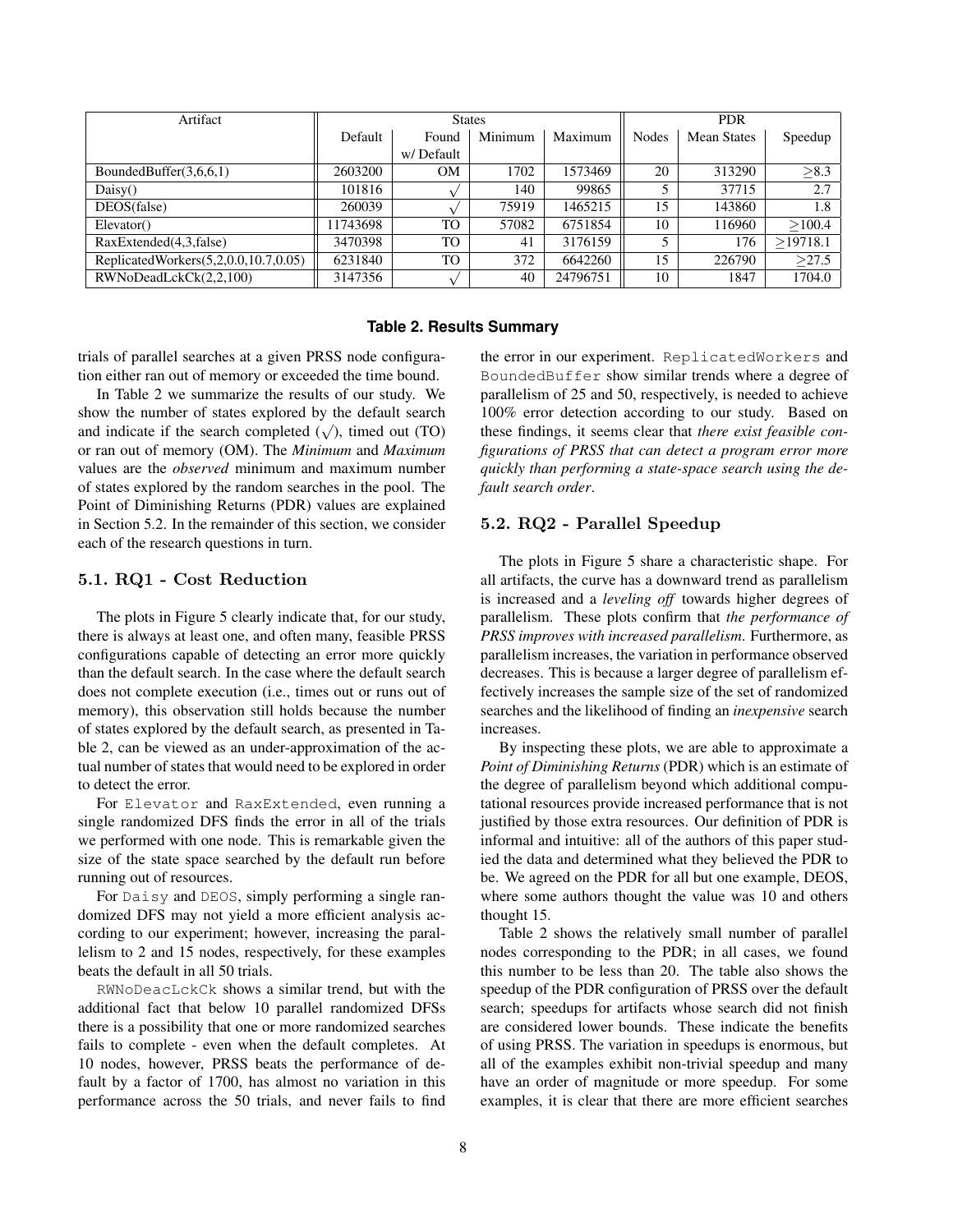| Artifact | States | | | | PDR | | |
|---|---|---|---|---|---|---|---|
| | Default | Found w/ Default | Minimum | Maximum | Nodes | Mean States | Speedup |
| BoundedBuffer(3,6,6,1) | 2603200 | OM | 1702 | 1573469 | 20 | 313290 | ≥8.3 |
| Daisy() | 101816 | √ | 140 | 99865 | 5 | 37715 | 2.7 |
| DEOS(false) | 260039 | √ | 75919 | 1465215 | 15 | 143860 | 1.8 |
| Elevator() | 11743698 | TO | 57082 | 6751854 | 10 | 116960 | ≥100.4 |
| RaxExtended(4,3,false) | 3470398 | TO | 41 | 3176159 | 5 | 176 | ≥19718.1 |
| ReplicatedWorkers(5,2,0.0,10.7,0.05) | 6231840 | TO | 372 | 6642260 | 15 | 226790 | ≥27.5 |
| RWNoDeadLckCk(2,2,100) | 3147356 | √ | 40 | 24796751 | 10 | 1847 | 1704.0 |

**Table 2. Results Summary**

trials of parallel searches at a given PRSS node configuration either ran out of memory or exceeded the time bound.

In Table 2 we summarize the results of our study. We show the number of states explored by the default search and indicate if the search completed (√), timed out (TO) or ran out of memory (OM). The *Minimum* and *Maximum* values are the *observed* minimum and maximum number of states explored by the random searches in the pool. The Point of Diminishing Returns (PDR) values are explained in Section 5.2. In the remainder of this section, we consider each of the research questions in turn.

### 5.1. RQ1 - Cost Reduction

The plots in Figure 5 clearly indicate that, for our study, there is always at least one, and often many, feasible PRSS configurations capable of detecting an error more quickly than the default search. In the case where the default search does not complete execution (i.e., times out or runs out of memory), this observation still holds because the number of states explored by the default search, as presented in Table 2, can be viewed as an under-approximation of the actual number of states that would need to be explored in order to detect the error.

For `Elevator` and `RaxExtended`, even running a single randomized DFS finds the error in all of the trials we performed with one node. This is remarkable given the size of the state space searched by the default run before running out of resources.

For `Daisy` and `DEOS`, simply performing a single randomized DFS may not yield a more efficient analysis according to our experiment; however, increasing the parallelism to 2 and 15 nodes, respectively, for these examples beats the default in all 50 trials.

`RWNoDeacLckCk` shows a similar trend, but with the additional fact that below 10 parallel randomized DFSs there is a possibility that one or more randomized searches fails to complete - even when the default completes. At 10 nodes, however, PRSS beats the performance of default by a factor of 1700, has almost no variation in this performance across the 50 trials, and never fails to find the error in our experiment. `ReplicatedWorkers` and `BoundedBuffer` show similar trends where a degree of parallelism of 25 and 50, respectively, is needed to achieve 100% error detection according to our study. Based on these findings, it seems clear that *there exist feasible configurations of PRSS that can detect a program error more quickly than performing a state-space search using the default search order*.

### 5.2. RQ2 - Parallel Speedup

The plots in Figure 5 share a characteristic shape. For all artifacts, the curve has a downward trend as parallelism is increased and a *leveling off* towards higher degrees of parallelism. These plots confirm that *the performance of PRSS improves with increased parallelism*. Furthermore, as parallelism increases, the variation in performance observed decreases. This is because a larger degree of parallelism effectively increases the sample size of the set of randomized searches and the likelihood of finding an *inexpensive* search increases.

By inspecting these plots, we are able to approximate a *Point of Diminishing Returns* (PDR) which is an estimate of the degree of parallelism beyond which additional computational resources provide increased performance that is not justified by those extra resources. Our definition of PDR is informal and intuitive: all of the authors of this paper studied the data and determined what they believed the PDR to be. We agreed on the PDR for all but one example, DEOS, where some authors thought the value was 10 and others thought 15.

Table 2 shows the relatively small number of parallel nodes corresponding to the PDR; in all cases, we found this number to be less than 20. The table also shows the speedup of the PDR configuration of PRSS over the default search; speedups for artifacts whose search did not finish are considered lower bounds. These indicate the benefits of using PRSS. The variation in speedups is enormous, but all of the examples exhibit non-trivial speedup and many have an order of magnitude or more speedup. For some examples, it is clear that there are more efficient searches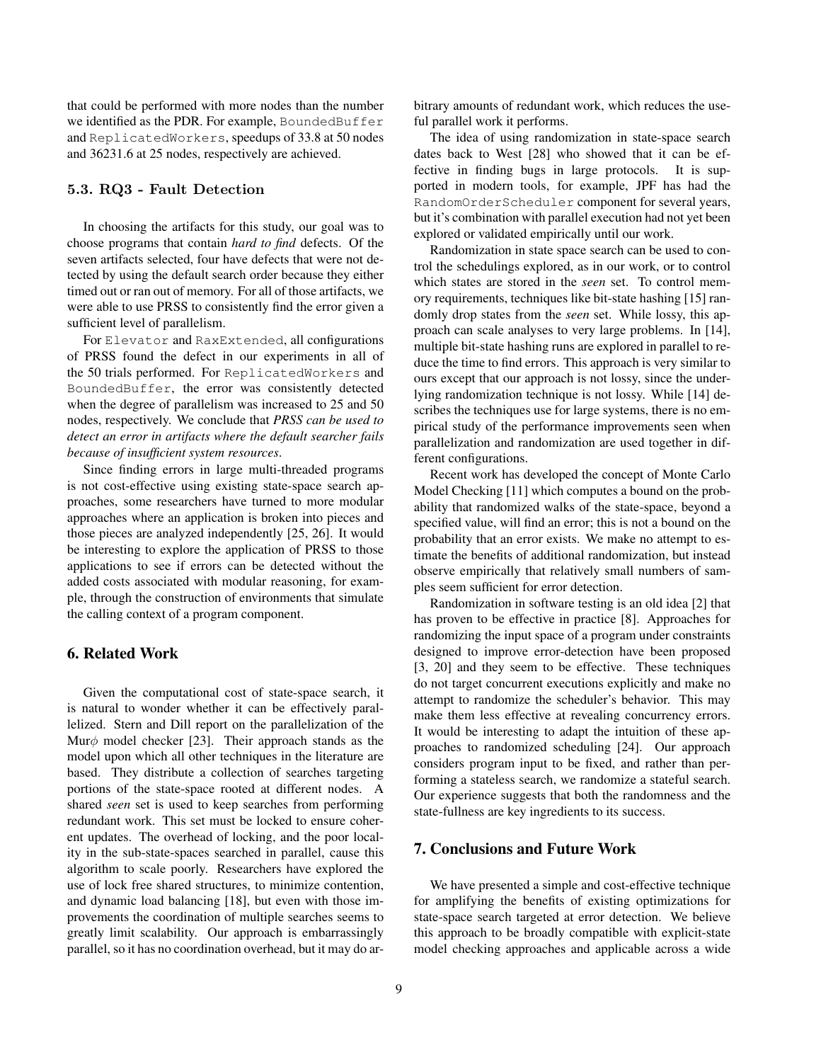that could be performed with more nodes than the number we identified as the PDR. For example, BoundedBuffer and ReplicatedWorkers, speedups of 33.8 at 50 nodes and 36231.6 at 25 nodes, respectively are achieved.

### 5.3. RQ3 - Fault Detection

In choosing the artifacts for this study, our goal was to choose programs that contain *hard to find* defects. Of the seven artifacts selected, four have defects that were not detected by using the default search order because they either timed out or ran out of memory. For all of those artifacts, we were able to use PRSS to consistently find the error given a sufficient level of parallelism.

For Elevator and RaxExtended, all configurations of PRSS found the defect in our experiments in all of the 50 trials performed. For ReplicatedWorkers and BoundedBuffer, the error was consistently detected when the degree of parallelism was increased to 25 and 50 nodes, respectively. We conclude that *PRSS can be used to detect an error in artifacts where the default searcher fails because of insufficient system resources*.

Since finding errors in large multi-threaded programs is not cost-effective using existing state-space search approaches, some researchers have turned to more modular approaches where an application is broken into pieces and those pieces are analyzed independently [25, 26]. It would be interesting to explore the application of PRSS to those applications to see if errors can be detected without the added costs associated with modular reasoning, for example, through the construction of environments that simulate the calling context of a program component.

## 6. Related Work

Given the computational cost of state-space search, it is natural to wonder whether it can be effectively parallelized. Stern and Dill report on the parallelization of the Mur$\phi$ model checker [23]. Their approach stands as the model upon which all other techniques in the literature are based. They distribute a collection of searches targeting portions of the state-space rooted at different nodes. A shared *seen* set is used to keep searches from performing redundant work. This set must be locked to ensure coherent updates. The overhead of locking, and the poor locality in the sub-state-spaces searched in parallel, cause this algorithm to scale poorly. Researchers have explored the use of lock free shared structures, to minimize contention, and dynamic load balancing [18], but even with those improvements the coordination of multiple searches seems to greatly limit scalability. Our approach is embarrassingly parallel, so it has no coordination overhead, but it may do arbitrary amounts of redundant work, which reduces the useful parallel work it performs.

The idea of using randomization in state-space search dates back to West [28] who showed that it can be effective in finding bugs in large protocols. It is supported in modern tools, for example, JPF has had the RandomOrderScheduler component for several years, but it's combination with parallel execution had not yet been explored or validated empirically until our work.

Randomization in state space search can be used to control the schedulings explored, as in our work, or to control which states are stored in the *seen* set. To control memory requirements, techniques like bit-state hashing [15] randomly drop states from the *seen* set. While lossy, this approach can scale analyses to very large problems. In [14], multiple bit-state hashing runs are explored in parallel to reduce the time to find errors. This approach is very similar to ours except that our approach is not lossy, since the underlying randomization technique is not lossy. While [14] describes the techniques use for large systems, there is no empirical study of the performance improvements seen when parallelization and randomization are used together in different configurations.

Recent work has developed the concept of Monte Carlo Model Checking [11] which computes a bound on the probability that randomized walks of the state-space, beyond a specified value, will find an error; this is not a bound on the probability that an error exists. We make no attempt to estimate the benefits of additional randomization, but instead observe empirically that relatively small numbers of samples seem sufficient for error detection.

Randomization in software testing is an old idea [2] that has proven to be effective in practice [8]. Approaches for randomizing the input space of a program under constraints designed to improve error-detection have been proposed [3, 20] and they seem to be effective. These techniques do not target concurrent executions explicitly and make no attempt to randomize the scheduler's behavior. This may make them less effective at revealing concurrency errors. It would be interesting to adapt the intuition of these approaches to randomized scheduling [24]. Our approach considers program input to be fixed, and rather than performing a stateless search, we randomize a stateful search. Our experience suggests that both the randomness and the state-fullness are key ingredients to its success.

## 7. Conclusions and Future Work

We have presented a simple and cost-effective technique for amplifying the benefits of existing optimizations for state-space search targeted at error detection. We believe this approach to be broadly compatible with explicit-state model checking approaches and applicable across a wide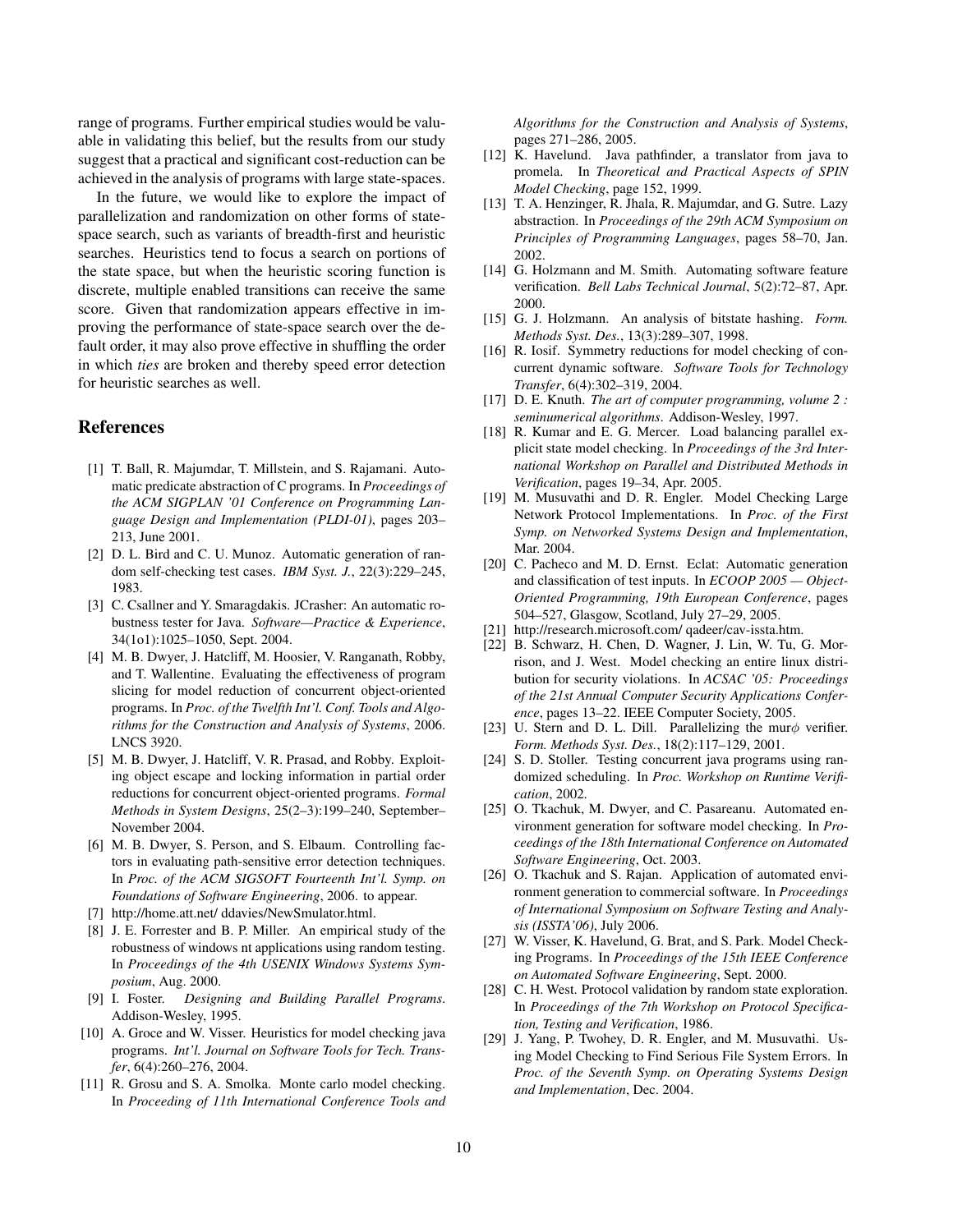range of programs. Further empirical studies would be valuable in validating this belief, but the results from our study suggest that a practical and significant cost-reduction can be achieved in the analysis of programs with large state-spaces.

In the future, we would like to explore the impact of parallelization and randomization on other forms of state-space search, such as variants of breadth-first and heuristic searches. Heuristics tend to focus a search on portions of the state space, but when the heuristic scoring function is discrete, multiple enabled transitions can receive the same score. Given that randomization appears effective in improving the performance of state-space search over the default order, it may also prove effective in shuffling the order in which *ties* are broken and thereby speed error detection for heuristic searches as well.

## References

[1] T. Ball, R. Majumdar, T. Millstein, and S. Rajamani. Automatic predicate abstraction of C programs. In *Proceedings of the ACM SIGPLAN '01 Conference on Programming Language Design and Implementation (PLDI-01)*, pages 203–213, June 2001.

[2] D. L. Bird and C. U. Munoz. Automatic generation of random self-checking test cases. *IBM Syst. J.*, 22(3):229–245, 1983.

[3] C. Csallner and Y. Smaragdakis. JCrasher: An automatic robustness tester for Java. *Software—Practice & Experience*, 34(1o1):1025–1050, Sept. 2004.

[4] M. B. Dwyer, J. Hatcliff, M. Hoosier, V. Ranganath, Robby, and T. Wallentine. Evaluating the effectiveness of program slicing for model reduction of concurrent object-oriented programs. In *Proc. of the Twelfth Int'l. Conf. Tools and Algorithms for the Construction and Analysis of Systems*, 2006. LNCS 3920.

[5] M. B. Dwyer, J. Hatcliff, V. R. Prasad, and Robby. Exploiting object escape and locking information in partial order reductions for concurrent object-oriented programs. *Formal Methods in System Designs*, 25(2–3):199–240, September–November 2004.

[6] M. B. Dwyer, S. Person, and S. Elbaum. Controlling factors in evaluating path-sensitive error detection techniques. In *Proc. of the ACM SIGSOFT Fourteenth Int'l. Symp. on Foundations of Software Engineering*, 2006. to appear.

[7] http://home.att.net/ ddavies/NewSmulator.html.

[8] J. E. Forrester and B. P. Miller. An empirical study of the robustness of windows nt applications using random testing. In *Proceedings of the 4th USENIX Windows Systems Symposium*, Aug. 2000.

[9] I. Foster. *Designing and Building Parallel Programs*. Addison-Wesley, 1995.

[10] A. Groce and W. Visser. Heuristics for model checking java programs. *Int'l. Journal on Software Tools for Tech. Transfer*, 6(4):260–276, 2004.

[11] R. Grosu and S. A. Smolka. Monte carlo model checking. In *Proceeding of 11th International Conference Tools and Algorithms for the Construction and Analysis of Systems*, pages 271–286, 2005.

[12] K. Havelund. Java pathfinder, a translator from java to promela. In *Theoretical and Practical Aspects of SPIN Model Checking*, page 152, 1999.

[13] T. A. Henzinger, R. Jhala, R. Majumdar, and G. Sutre. Lazy abstraction. In *Proceedings of the 29th ACM Symposium on Principles of Programming Languages*, pages 58–70, Jan. 2002.

[14] G. Holzmann and M. Smith. Automating software feature verification. *Bell Labs Technical Journal*, 5(2):72–87, Apr. 2000.

[15] G. J. Holzmann. An analysis of bitstate hashing. *Form. Methods Syst. Des.*, 13(3):289–307, 1998.

[16] R. Iosif. Symmetry reductions for model checking of concurrent dynamic software. *Software Tools for Technology Transfer*, 6(4):302–319, 2004.

[17] D. E. Knuth. *The art of computer programming, volume 2 : seminumerical algorithms*. Addison-Wesley, 1997.

[18] R. Kumar and E. G. Mercer. Load balancing parallel explicit state model checking. In *Proceedings of the 3rd International Workshop on Parallel and Distributed Methods in Verification*, pages 19–34, Apr. 2005.

[19] M. Musuvathi and D. R. Engler. Model Checking Large Network Protocol Implementations. In *Proc. of the First Symp. on Networked Systems Design and Implementation*, Mar. 2004.

[20] C. Pacheco and M. D. Ernst. Eclat: Automatic generation and classification of test inputs. In *ECOOP 2005 — Object-Oriented Programming, 19th European Conference*, pages 504–527, Glasgow, Scotland, July 27–29, 2005.

[21] http://research.microsoft.com/ qadeer/cav-issta.htm.

[22] B. Schwarz, H. Chen, D. Wagner, J. Lin, W. Tu, G. Morrison, and J. West. Model checking an entire linux distribution for security violations. In *ACSAC '05: Proceedings of the 21st Annual Computer Security Applications Conference*, pages 13–22. IEEE Computer Society, 2005.

[23] U. Stern and D. L. Dill. Parallelizing the mur$\phi$ verifier. *Form. Methods Syst. Des.*, 18(2):117–129, 2001.

[24] S. D. Stoller. Testing concurrent java programs using randomized scheduling. In *Proc. Workshop on Runtime Verification*, 2002.

[25] O. Tkachuk, M. Dwyer, and C. Pasareanu. Automated environment generation for software model checking. In *Proceedings of the 18th International Conference on Automated Software Engineering*, Oct. 2003.

[26] O. Tkachuk and S. Rajan. Application of automated environment generation to commercial software. In *Proceedings of International Symposium on Software Testing and Analysis (ISSTA'06)*, July 2006.

[27] W. Visser, K. Havelund, G. Brat, and S. Park. Model Checking Programs. In *Proceedings of the 15th IEEE Conference on Automated Software Engineering*, Sept. 2000.

[28] C. H. West. Protocol validation by random state exploration. In *Proceedings of the 7th Workshop on Protocol Specification, Testing and Verification*, 1986.

[29] J. Yang, P. Twohey, D. R. Engler, and M. Musuvathi. Using Model Checking to Find Serious File System Errors. In *Proc. of the Seventh Symp. on Operating Systems Design and Implementation*, Dec. 2004.